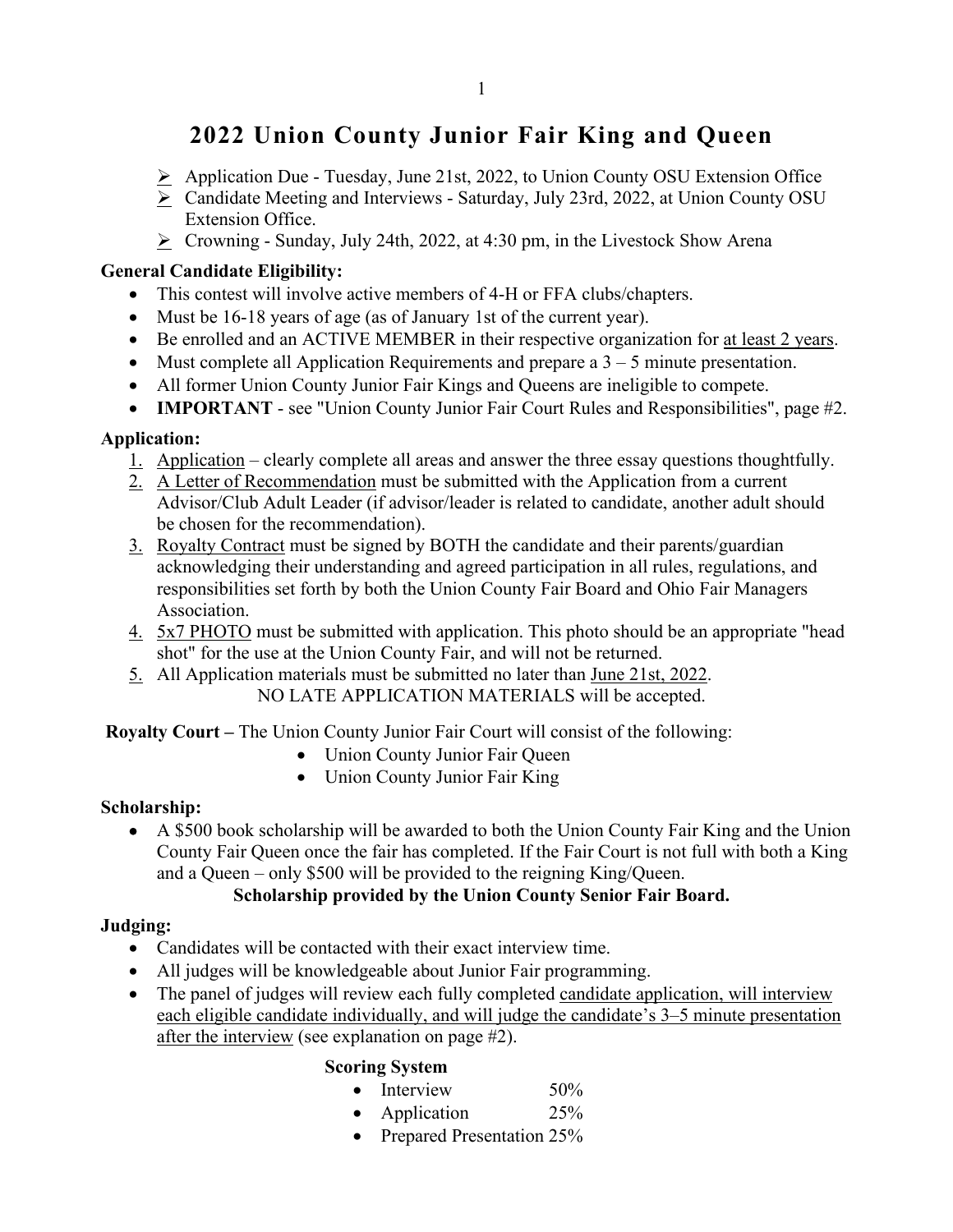# 2022 Union County Junior Fair King and Queen

- Application Due - Tuesday, June 21st, 2022, to Union County OSU Extension Office
- Candidate Meeting and Interviews - Saturday, July 23rd, 2022, at Union County OSU Extension Office.
- Crowning - Sunday, July 24th, 2022, at 4:30 pm, in the Livestock Show Arena

**General Candidate Eligibility:**

- This contest will involve active members of 4-H or FFA clubs/chapters.
- Must be 16-18 years of age (as of January 1st of the current year).
- Be enrolled and an ACTIVE MEMBER in their respective organization for <u>at least 2 years</u>.
- Must complete all Application Requirements and prepare a 3 – 5 minute presentation.
- All former Union County Junior Fair Kings and Queens are ineligible to compete.
- **IMPORTANT** - see "Union County Junior Fair Court Rules and Responsibilities", page #2.

**Application:**

1. <u>Application</u> – clearly complete all areas and answer the three essay questions thoughtfully.
2. <u>A Letter of Recommendation</u> must be submitted with the Application from a current Advisor/Club Adult Leader (if advisor/leader is related to candidate, another adult should be chosen for the recommendation).
3. <u>Royalty Contract</u> must be signed by BOTH the candidate and their parents/guardian acknowledging their understanding and agreed participation in all rules, regulations, and responsibilities set forth by both the Union County Fair Board and Ohio Fair Managers Association.
4. <u>5x7 PHOTO</u> must be submitted with application. This photo should be an appropriate "head shot" for the use at the Union County Fair, and will not be returned.
5. All Application materials must be submitted no later than <u>June 21st, 2022</u>.
   NO LATE APPLICATION MATERIALS will be accepted.

**Royalty Court –** The Union County Junior Fair Court will consist of the following:

- Union County Junior Fair Queen
- Union County Junior Fair King

**Scholarship:**

- A $500 book scholarship will be awarded to both the Union County Fair King and the Union County Fair Queen once the fair has completed. If the Fair Court is not full with both a King and a Queen – only $500 will be provided to the reigning King/Queen.

**Scholarship provided by the Union County Senior Fair Board.**

**Judging:**

- Candidates will be contacted with their exact interview time.
- All judges will be knowledgeable about Junior Fair programming.
- The panel of judges will review each fully completed <u>candidate application, will interview each eligible candidate individually, and will judge the candidate's 3–5 minute presentation after the interview</u> (see explanation on page #2).

**Scoring System**

- Interview 50%
- Application 25%
- Prepared Presentation 25%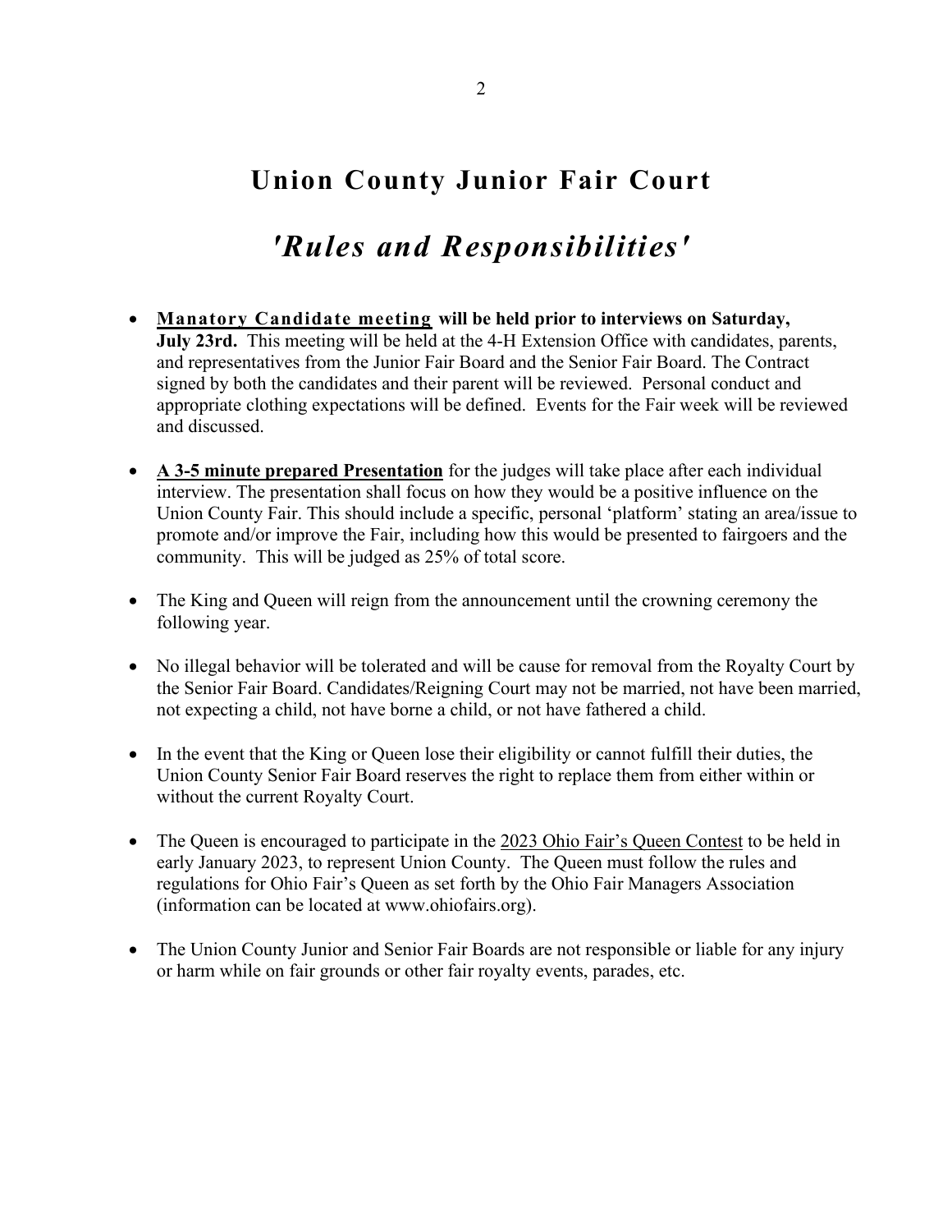# Union County Junior Fair Court

## *'Rules and Responsibilities'*

- **Manatory Candidate meeting will be held prior to interviews on Saturday, July 23rd.** This meeting will be held at the 4-H Extension Office with candidates, parents, and representatives from the Junior Fair Board and the Senior Fair Board. The Contract signed by both the candidates and their parent will be reviewed. Personal conduct and appropriate clothing expectations will be defined. Events for the Fair week will be reviewed and discussed.

- **A 3-5 minute prepared Presentation** for the judges will take place after each individual interview. The presentation shall focus on how they would be a positive influence on the Union County Fair. This should include a specific, personal 'platform' stating an area/issue to promote and/or improve the Fair, including how this would be presented to fairgoers and the community. This will be judged as 25% of total score.

- The King and Queen will reign from the announcement until the crowning ceremony the following year.

- No illegal behavior will be tolerated and will be cause for removal from the Royalty Court by the Senior Fair Board. Candidates/Reigning Court may not be married, not have been married, not expecting a child, not have borne a child, or not have fathered a child.

- In the event that the King or Queen lose their eligibility or cannot fulfill their duties, the Union County Senior Fair Board reserves the right to replace them from either within or without the current Royalty Court.

- The Queen is encouraged to participate in the 2023 Ohio Fair's Queen Contest to be held in early January 2023, to represent Union County. The Queen must follow the rules and regulations for Ohio Fair's Queen as set forth by the Ohio Fair Managers Association (information can be located at www.ohiofairs.org).

- The Union County Junior and Senior Fair Boards are not responsible or liable for any injury or harm while on fair grounds or other fair royalty events, parades, etc.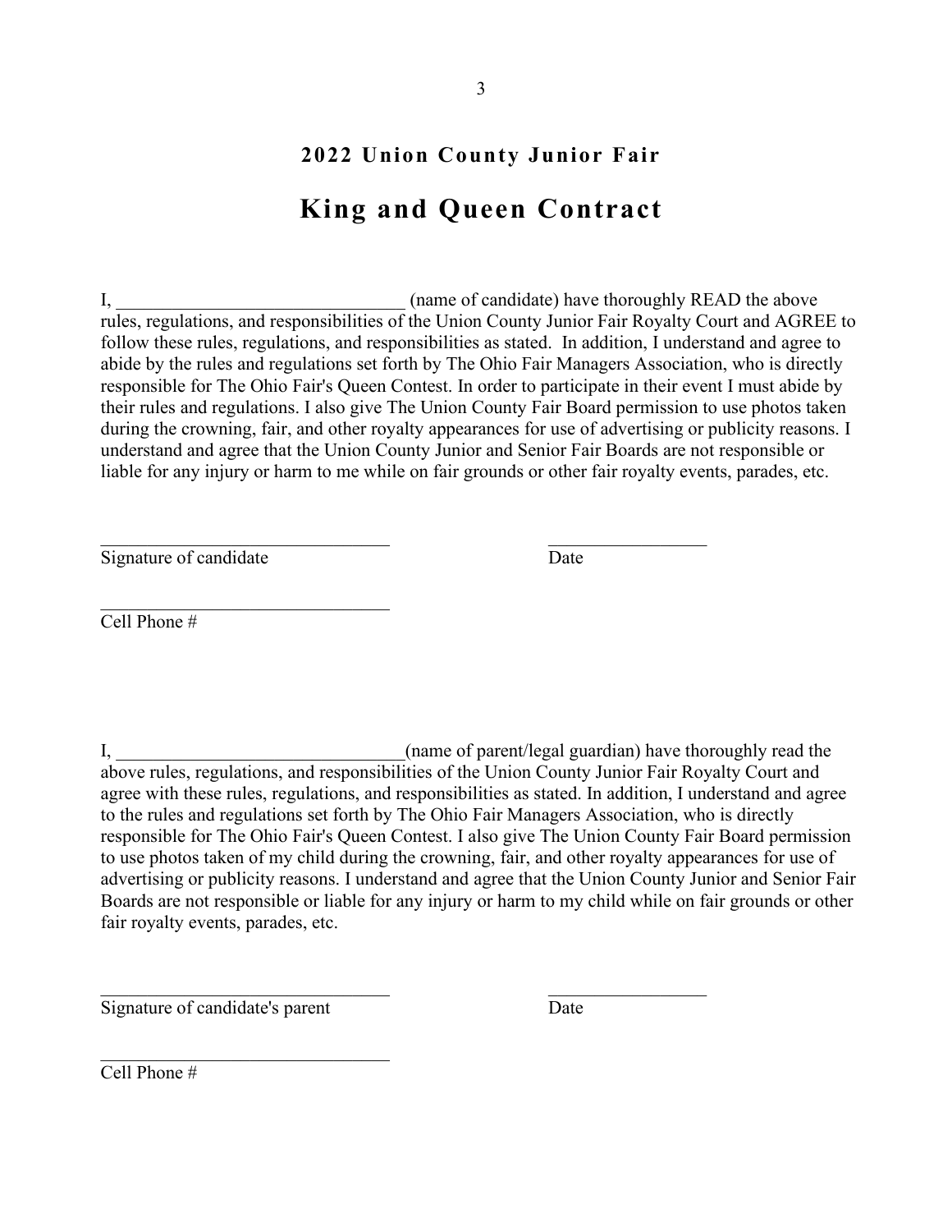## 2022 Union County Junior Fair

# King and Queen Contract

I, _______________________________ (name of candidate) have thoroughly READ the above rules, regulations, and responsibilities of the Union County Junior Fair Royalty Court and AGREE to follow these rules, regulations, and responsibilities as stated. In addition, I understand and agree to abide by the rules and regulations set forth by The Ohio Fair Managers Association, who is directly responsible for The Ohio Fair's Queen Contest. In order to participate in their event I must abide by their rules and regulations. I also give The Union County Fair Board permission to use photos taken during the crowning, fair, and other royalty appearances for use of advertising or publicity reasons. I understand and agree that the Union County Junior and Senior Fair Boards are not responsible or liable for any injury or harm to me while on fair grounds or other fair royalty events, parades, etc.

________________________________ &nbsp;&nbsp;&nbsp;&nbsp;&nbsp;&nbsp;&nbsp;&nbsp; _________________
Signature of candidate &nbsp;&nbsp;&nbsp;&nbsp;&nbsp;&nbsp;&nbsp;&nbsp;&nbsp;&nbsp;&nbsp;&nbsp;&nbsp;&nbsp;&nbsp;&nbsp;&nbsp;&nbsp;&nbsp;&nbsp;&nbsp;&nbsp;&nbsp;&nbsp;&nbsp;&nbsp; Date

________________________________
Cell Phone #

I, _______________________________(name of parent/legal guardian) have thoroughly read the above rules, regulations, and responsibilities of the Union County Junior Fair Royalty Court and agree with these rules, regulations, and responsibilities as stated. In addition, I understand and agree to the rules and regulations set forth by The Ohio Fair Managers Association, who is directly responsible for The Ohio Fair's Queen Contest. I also give The Union County Fair Board permission to use photos taken of my child during the crowning, fair, and other royalty appearances for use of advertising or publicity reasons. I understand and agree that the Union County Junior and Senior Fair Boards are not responsible or liable for any injury or harm to my child while on fair grounds or other fair royalty events, parades, etc.

________________________________ &nbsp;&nbsp;&nbsp;&nbsp;&nbsp;&nbsp;&nbsp;&nbsp; _________________
Signature of candidate's parent &nbsp;&nbsp;&nbsp;&nbsp;&nbsp;&nbsp;&nbsp;&nbsp;&nbsp;&nbsp;&nbsp;&nbsp;&nbsp;&nbsp;&nbsp;&nbsp; Date

________________________________
Cell Phone #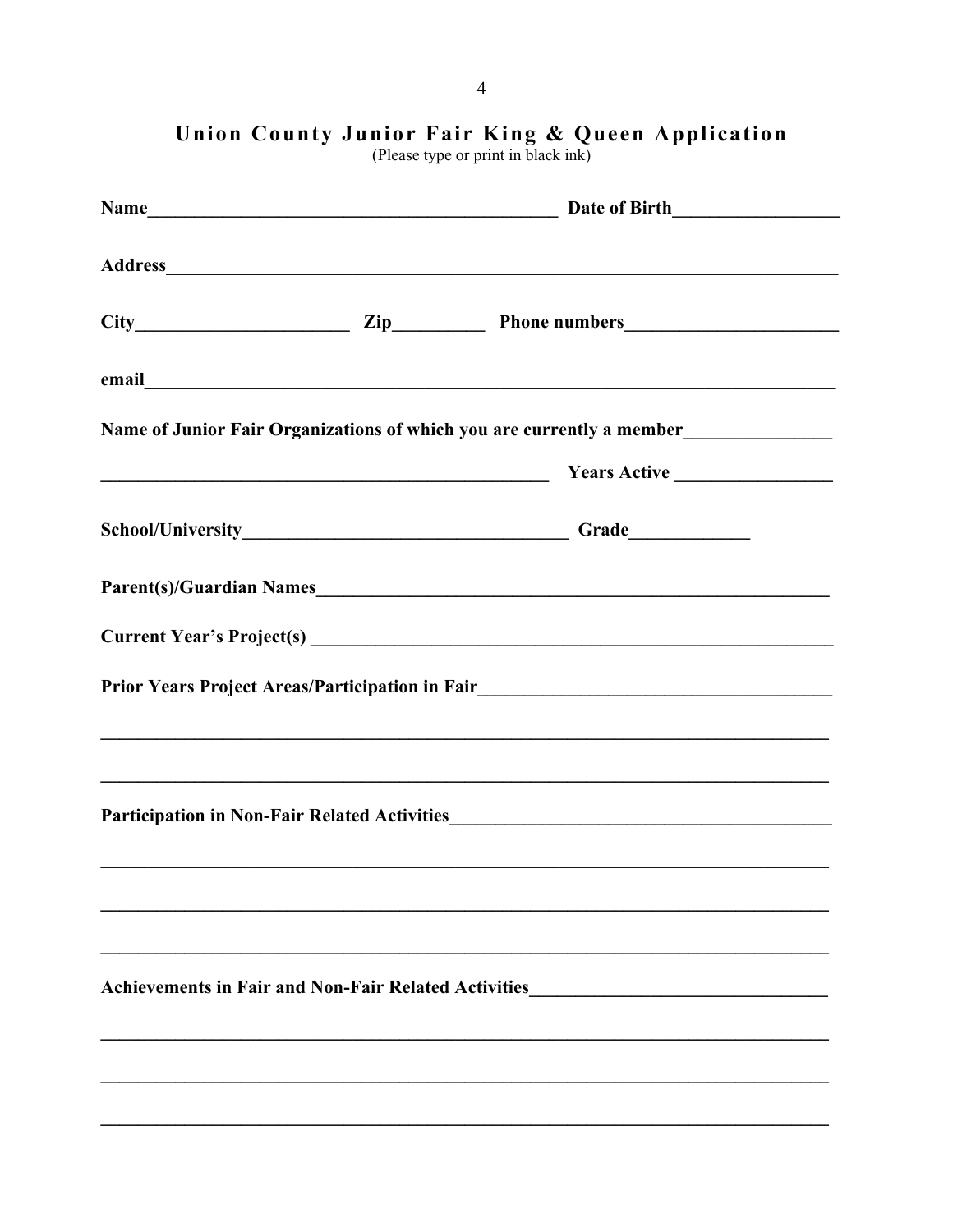# Union County Junior Fair King & Queen Application

(Please type or print in black ink)

**Name**____________________________________________ **Date of Birth**_________________

**Address**___________________________________________________________________________

**City**______________________ **Zip**_________ **Phone numbers**______________________

**email**_____________________________________________________________________________

**Name of Junior Fair Organizations of which you are currently a member**_______________

_________________________________________________ **Years Active** ________________

**School/University**__________________________________ **Grade**____________

**Parent(s)/Guardian Names**_____________________________________________________

**Current Year's Project(s)** _____________________________________________________

**Prior Years Project Areas/Participation in Fair**_____________________________________

_____________________________________________________________________________

_____________________________________________________________________________

**Participation in Non-Fair Related Activities**__________________________________________

_____________________________________________________________________________

_____________________________________________________________________________

_____________________________________________________________________________

**Achievements in Fair and Non-Fair Related Activities**_______________________________

_____________________________________________________________________________

_____________________________________________________________________________

_____________________________________________________________________________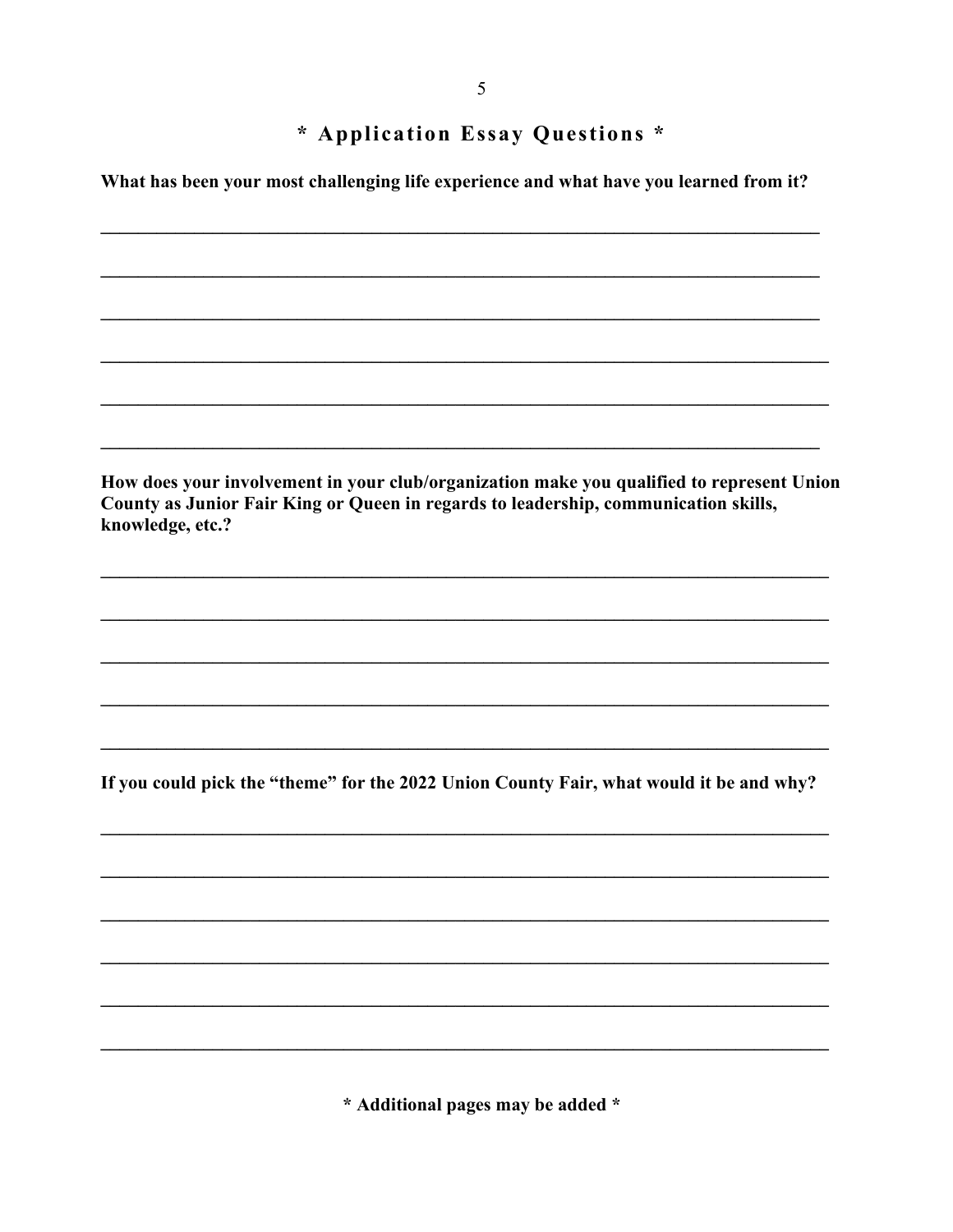## * Application Essay Questions *

**What has been your most challenging life experience and what have you learned from it?**

______________________________________________________________________________

______________________________________________________________________________

______________________________________________________________________________

______________________________________________________________________________

______________________________________________________________________________

______________________________________________________________________________

**How does your involvement in your club/organization make you qualified to represent Union County as Junior Fair King or Queen in regards to leadership, communication skills, knowledge, etc.?**

______________________________________________________________________________

______________________________________________________________________________

______________________________________________________________________________

______________________________________________________________________________

______________________________________________________________________________

**If you could pick the "theme" for the 2022 Union County Fair, what would it be and why?**

______________________________________________________________________________

______________________________________________________________________________

______________________________________________________________________________

______________________________________________________________________________

______________________________________________________________________________

______________________________________________________________________________

**\* Additional pages may be added \***